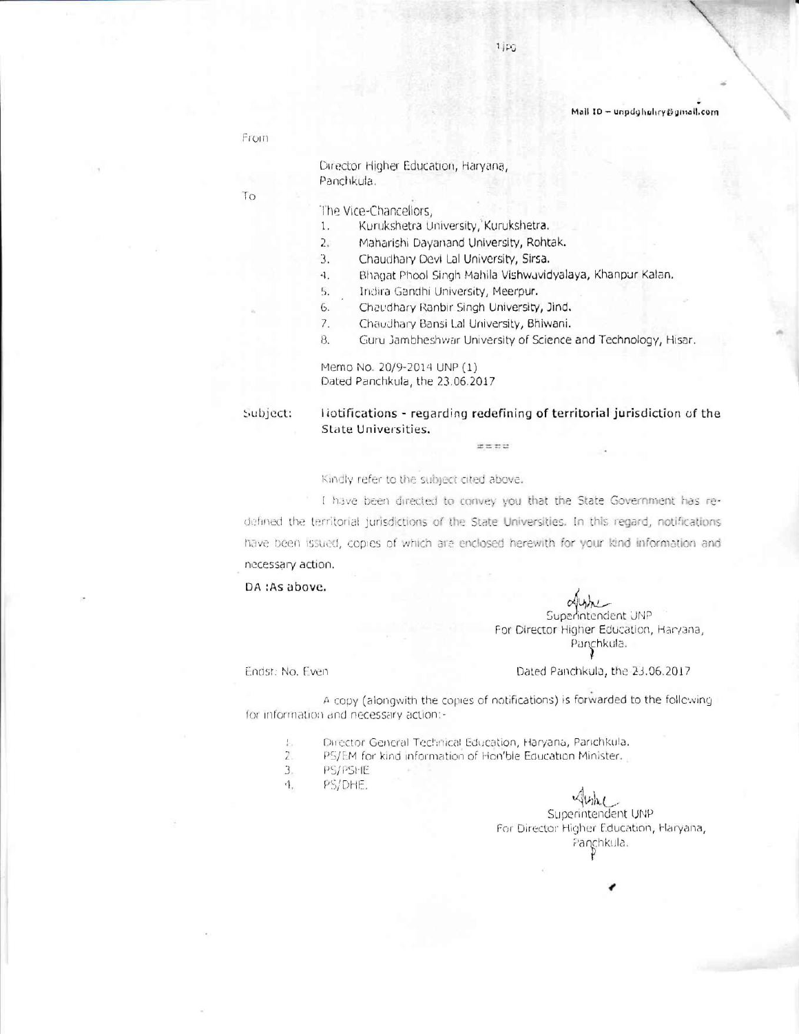Mail ID – unpdghehry@gmail.com

From

Director Higher Education, Haryana,
Panchkula.

To

The Vice-Chancellors,

1. Kurukshetra University, Kurukshetra.
2. Maharishi Dayanand University, Rohtak.
3. Chaudhary Devi Lal University, Sirsa.
4. Bhagat Phool Singh Mahila Vishwavidyalaya, Khanpur Kalan.
5. Indira Gandhi University, Meerpur.
6. Chaudhary Ranbir Singh University, Jind.
7. Chaudhary Bansi Lal University, Bhiwani.
8. Guru Jambheshwar University of Science and Technology, Hisar.

Memo No. 20/9-2014 UNP (1)
Dated Panchkula, the 23.06.2017

Subject: **Notifications - regarding redefining of territorial jurisdiction of the State Universities.**

====

Kindly refer to the subject cited above.

I have been directed to convey you that the State Government has re-defined the territorial jurisdictions of the State Universities. In this regard, notifications have been issued, copies of which are enclosed herewith for your kind information and necessary action.

**DA :As above.**

Superintendent UNP
For Director Higher Education, Haryana,
Panchkula.

Endst. No. Even — Dated Panchkula, the 23.06.2017

A copy (alongwith the copies of notifications) is forwarded to the following for information and necessary action:-

1. Director General Technical Education, Haryana, Panchkula.
2. PS/EM for kind information of Hon'ble Education Minister.
3. PS/PSHE
4. PS/DHE.

Superintendent UNP
For Director Higher Education, Haryana,
Panchkula.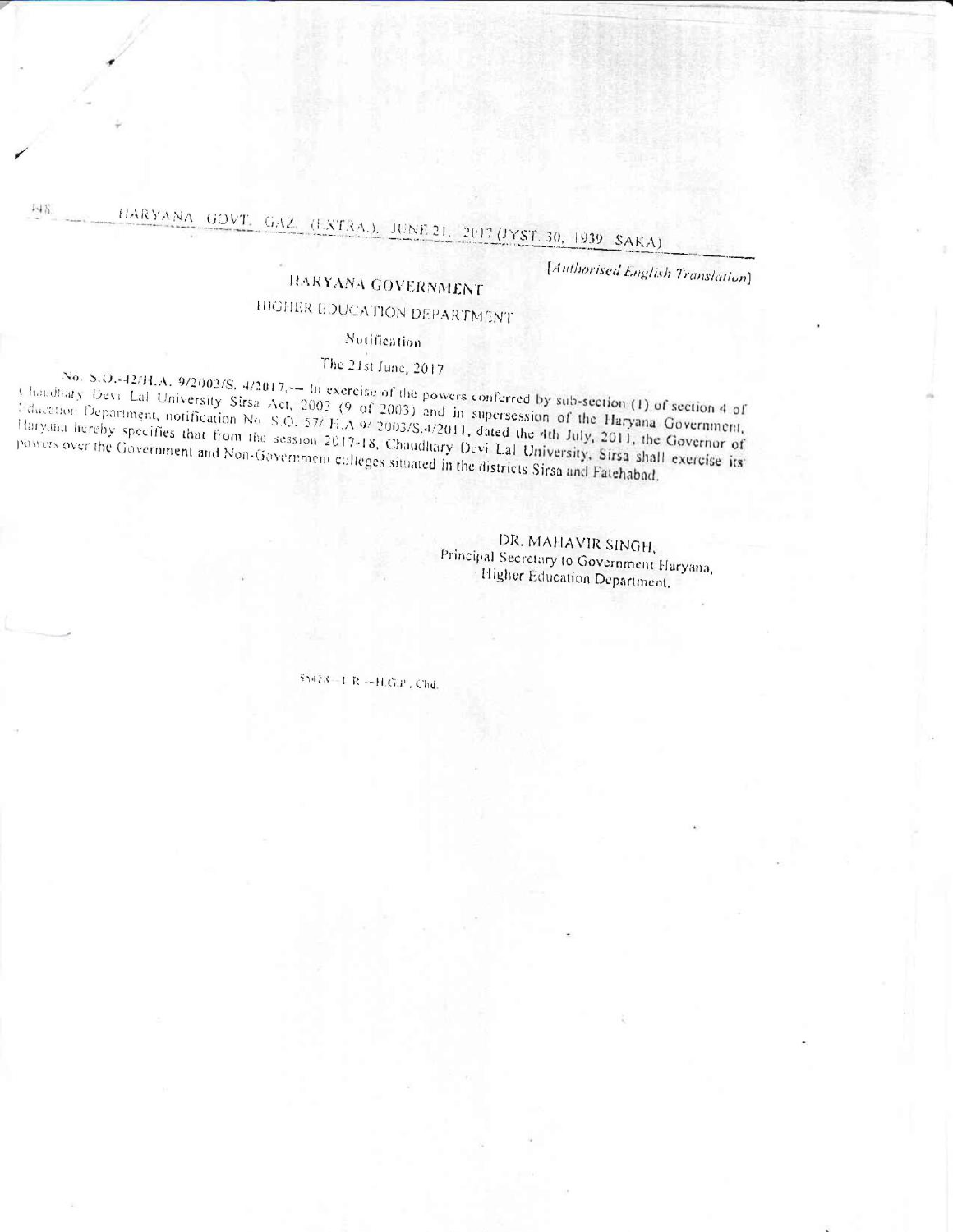[*Authorised English Translation*]

# HARYANA GOVERNMENT

## HIGHER EDUCATION DEPARTMENT

### Notification

The 21st June, 2017

No. S.O.-42/H.A. 9/2003/S. 4/2017.— In exercise of the powers conferred by sub-section (1) of section 4 of Chaudhary Devi Lal University Sirsa Act, 2003 (9 of 2003) and in supersession of the Haryana Government, Education Department, notification No. S.O. 57/ H.A.9/ 2003/S.4/2011, dated the 4th July, 2011, the Governor of Haryana hereby specifies that from the session 2017-18, Chaudhary Devi Lal University, Sirsa shall exercise its powers over the Government and Non-Government colleges situated in the districts Sirsa and Fatehabad.

DR. MAHAVIR SINGH,
Principal Secretary to Government Haryana,
Higher Education Department.

55428—L.R.—H.G.P., Chd.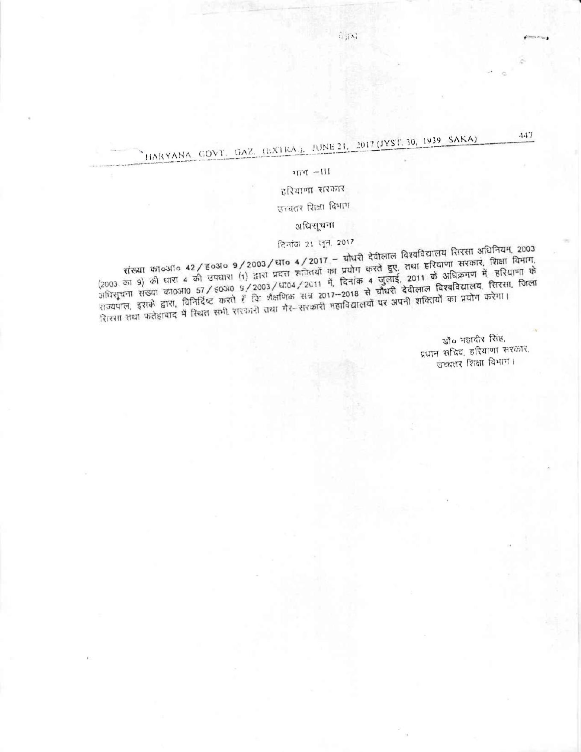भाग – III

हरियाणा सरकार

उच्चतर शिक्षा विभाग

अधिसूचना

दिनांक 21 जून, 2017

संख्या का०आ० 42/ह०अ० 9/2003/धा० 4/2017 – चौधरी देवीलाल विश्वविद्यालय सिरसा अधिनियम, 2003 (2003 का 9) की धारा 4 की उपधारा (1) द्वारा प्रदत्त शक्तियों का प्रयोग करते हुए, तथा हरियाणा सरकार, शिक्षा विभाग, अधिसूचना संख्या का०आ० 57/ह०अ० 9/2003/धा०4/2011 में, दिनांक 4 जुलाई, 2011 के अधिक्रमण में हरियाणा के राज्यपाल, इसके द्वारा, विनिर्दिष्ट करते हैं कि शैक्षणिक सत्र 2017–2018 से चौधरी देवीलाल विश्वविद्यालय, सिरसा, जिला सिरसा तथा फतेहाबाद में स्थित सभी सरकारी तथा गैर–सरकारी महाविद्यालयों पर अपनी शक्तियों का प्रयोग करेगा।

डॉ० महावीर सिंह,
प्रधान सचिव, हरियाणा सरकार,
उच्चतर शिक्षा विभाग।